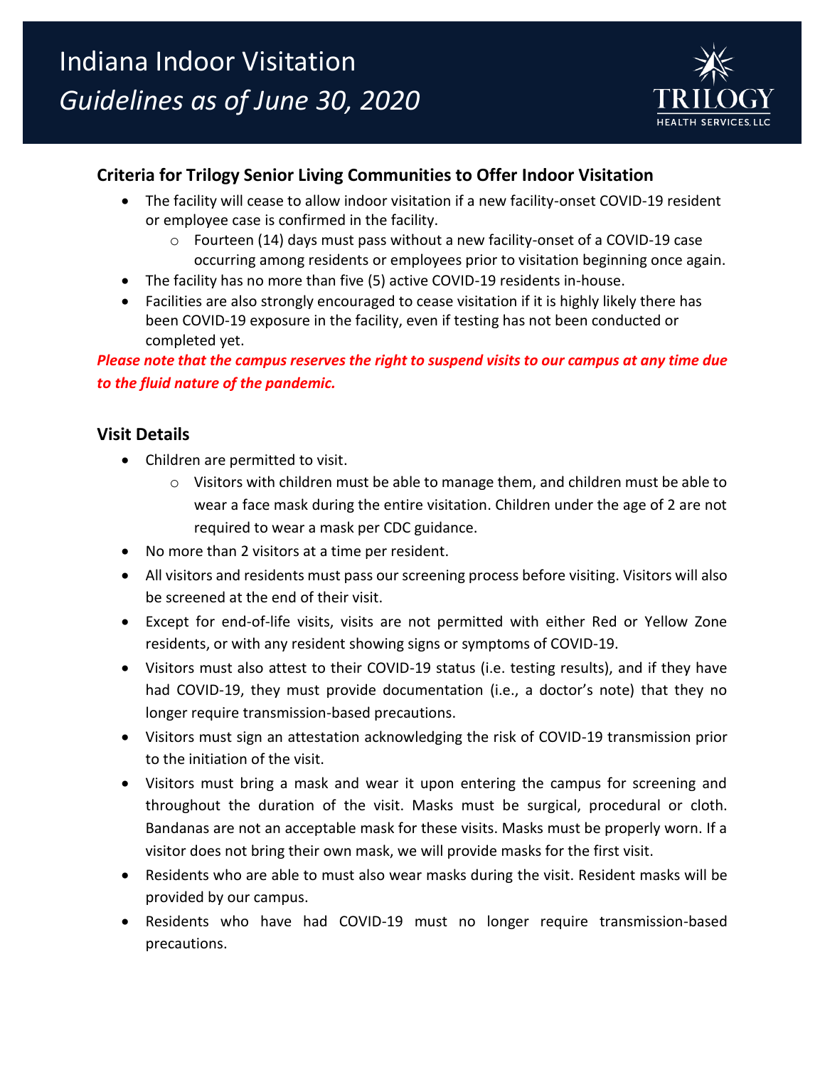# Indiana Indoor Visitation

*Guidelines as of June 30, 2020*

TRILOGY HEALTH SERVICES, LLC

## Criteria for Trilogy Senior Living Communities to Offer Indoor Visitation

- The facility will cease to allow indoor visitation if a new facility-onset COVID-19 resident or employee case is confirmed in the facility.
  - Fourteen (14) days must pass without a new facility-onset of a COVID-19 case occurring among residents or employees prior to visitation beginning once again.
- The facility has no more than five (5) active COVID-19 residents in-house.
- Facilities are also strongly encouraged to cease visitation if it is highly likely there has been COVID-19 exposure in the facility, even if testing has not been conducted or completed yet.

***Please note that the campus reserves the right to suspend visits to our campus at any time due to the fluid nature of the pandemic.***

## Visit Details

- Children are permitted to visit.
  - Visitors with children must be able to manage them, and children must be able to wear a face mask during the entire visitation. Children under the age of 2 are not required to wear a mask per CDC guidance.
- No more than 2 visitors at a time per resident.
- All visitors and residents must pass our screening process before visiting. Visitors will also be screened at the end of their visit.
- Except for end-of-life visits, visits are not permitted with either Red or Yellow Zone residents, or with any resident showing signs or symptoms of COVID-19.
- Visitors must also attest to their COVID-19 status (i.e. testing results), and if they have had COVID-19, they must provide documentation (i.e., a doctor's note) that they no longer require transmission-based precautions.
- Visitors must sign an attestation acknowledging the risk of COVID-19 transmission prior to the initiation of the visit.
- Visitors must bring a mask and wear it upon entering the campus for screening and throughout the duration of the visit. Masks must be surgical, procedural or cloth. Bandanas are not an acceptable mask for these visits. Masks must be properly worn. If a visitor does not bring their own mask, we will provide masks for the first visit.
- Residents who are able to must also wear masks during the visit. Resident masks will be provided by our campus.
- Residents who have had COVID-19 must no longer require transmission-based precautions.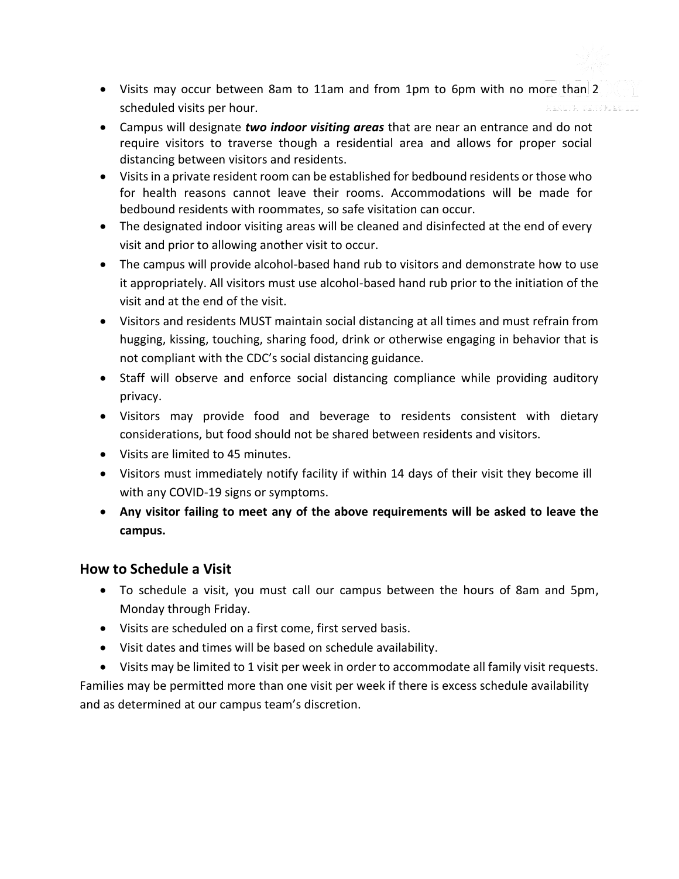- Visits may occur between 8am to 11am and from 1pm to 6pm with no more than 2 scheduled visits per hour.
- Campus will designate ***two indoor visiting areas*** that are near an entrance and do not require visitors to traverse though a residential area and allows for proper social distancing between visitors and residents.
- Visits in a private resident room can be established for bedbound residents or those who for health reasons cannot leave their rooms. Accommodations will be made for bedbound residents with roommates, so safe visitation can occur.
- The designated indoor visiting areas will be cleaned and disinfected at the end of every visit and prior to allowing another visit to occur.
- The campus will provide alcohol-based hand rub to visitors and demonstrate how to use it appropriately. All visitors must use alcohol-based hand rub prior to the initiation of the visit and at the end of the visit.
- Visitors and residents MUST maintain social distancing at all times and must refrain from hugging, kissing, touching, sharing food, drink or otherwise engaging in behavior that is not compliant with the CDC's social distancing guidance.
- Staff will observe and enforce social distancing compliance while providing auditory privacy.
- Visitors may provide food and beverage to residents consistent with dietary considerations, but food should not be shared between residents and visitors.
- Visits are limited to 45 minutes.
- Visitors must immediately notify facility if within 14 days of their visit they become ill with any COVID-19 signs or symptoms.
- **Any visitor failing to meet any of the above requirements will be asked to leave the campus.**

## How to Schedule a Visit

- To schedule a visit, you must call our campus between the hours of 8am and 5pm, Monday through Friday.
- Visits are scheduled on a first come, first served basis.
- Visit dates and times will be based on schedule availability.
- Visits may be limited to 1 visit per week in order to accommodate all family visit requests.

Families may be permitted more than one visit per week if there is excess schedule availability and as determined at our campus team's discretion.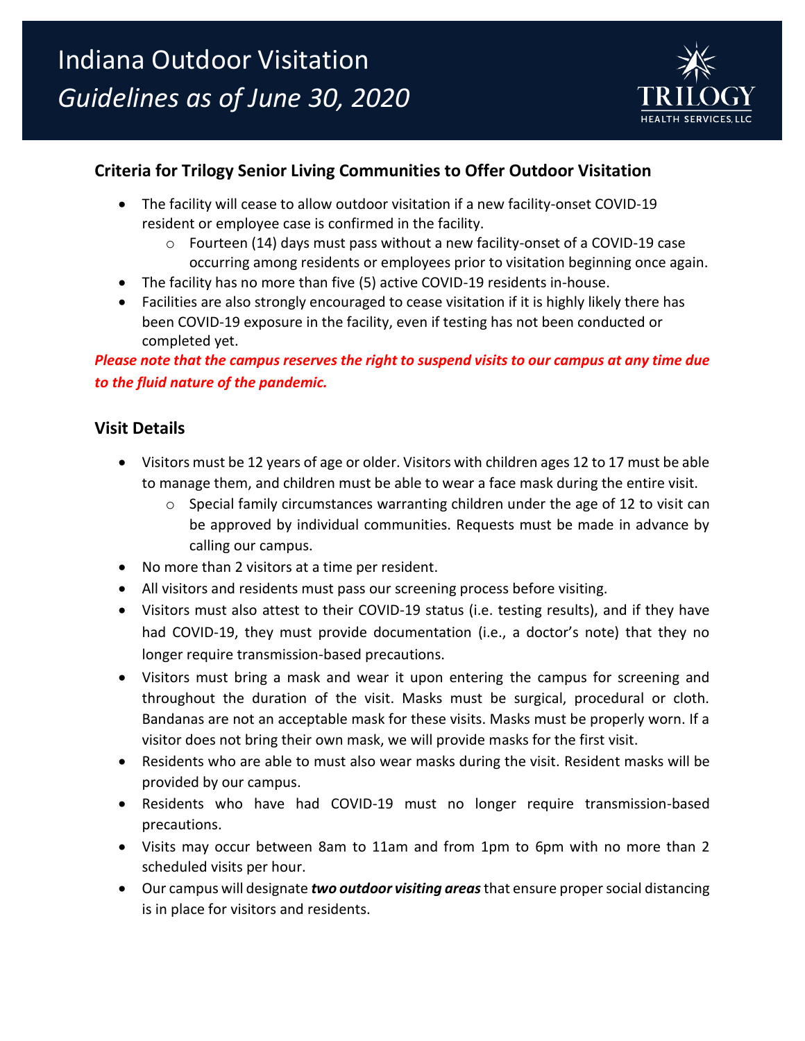# Indiana Outdoor Visitation

# *Guidelines as of June 30, 2020*

TRILOGY HEALTH SERVICES, LLC

## Criteria for Trilogy Senior Living Communities to Offer Outdoor Visitation

- The facility will cease to allow outdoor visitation if a new facility-onset COVID-19 resident or employee case is confirmed in the facility.
    - Fourteen (14) days must pass without a new facility-onset of a COVID-19 case occurring among residents or employees prior to visitation beginning once again.
- The facility has no more than five (5) active COVID-19 residents in-house.
- Facilities are also strongly encouraged to cease visitation if it is highly likely there has been COVID-19 exposure in the facility, even if testing has not been conducted or completed yet.

***Please note that the campus reserves the right to suspend visits to our campus at any time due to the fluid nature of the pandemic.***

## Visit Details

- Visitors must be 12 years of age or older. Visitors with children ages 12 to 17 must be able to manage them, and children must be able to wear a face mask during the entire visit.
    - Special family circumstances warranting children under the age of 12 to visit can be approved by individual communities. Requests must be made in advance by calling our campus.
- No more than 2 visitors at a time per resident.
- All visitors and residents must pass our screening process before visiting.
- Visitors must also attest to their COVID-19 status (i.e. testing results), and if they have had COVID-19, they must provide documentation (i.e., a doctor's note) that they no longer require transmission-based precautions.
- Visitors must bring a mask and wear it upon entering the campus for screening and throughout the duration of the visit. Masks must be surgical, procedural or cloth. Bandanas are not an acceptable mask for these visits. Masks must be properly worn. If a visitor does not bring their own mask, we will provide masks for the first visit.
- Residents who are able to must also wear masks during the visit. Resident masks will be provided by our campus.
- Residents who have had COVID-19 must no longer require transmission-based precautions.
- Visits may occur between 8am to 11am and from 1pm to 6pm with no more than 2 scheduled visits per hour.
- Our campus will designate ***two outdoor visiting areas*** that ensure proper social distancing is in place for visitors and residents.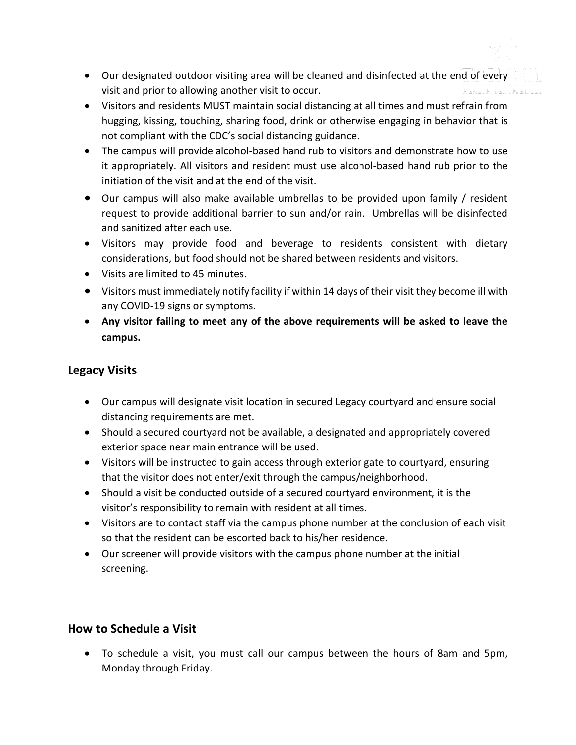- Our designated outdoor visiting area will be cleaned and disinfected at the end of every visit and prior to allowing another visit to occur.
- Visitors and residents MUST maintain social distancing at all times and must refrain from hugging, kissing, touching, sharing food, drink or otherwise engaging in behavior that is not compliant with the CDC's social distancing guidance.
- The campus will provide alcohol-based hand rub to visitors and demonstrate how to use it appropriately. All visitors and resident must use alcohol-based hand rub prior to the initiation of the visit and at the end of the visit.
- Our campus will also make available umbrellas to be provided upon family / resident request to provide additional barrier to sun and/or rain. Umbrellas will be disinfected and sanitized after each use.
- Visitors may provide food and beverage to residents consistent with dietary considerations, but food should not be shared between residents and visitors.
- Visits are limited to 45 minutes.
- Visitors must immediately notify facility if within 14 days of their visit they become ill with any COVID-19 signs or symptoms.
- **Any visitor failing to meet any of the above requirements will be asked to leave the campus.**

## Legacy Visits

- Our campus will designate visit location in secured Legacy courtyard and ensure social distancing requirements are met.
- Should a secured courtyard not be available, a designated and appropriately covered exterior space near main entrance will be used.
- Visitors will be instructed to gain access through exterior gate to courtyard, ensuring that the visitor does not enter/exit through the campus/neighborhood.
- Should a visit be conducted outside of a secured courtyard environment, it is the visitor's responsibility to remain with resident at all times.
- Visitors are to contact staff via the campus phone number at the conclusion of each visit so that the resident can be escorted back to his/her residence.
- Our screener will provide visitors with the campus phone number at the initial screening.

## How to Schedule a Visit

- To schedule a visit, you must call our campus between the hours of 8am and 5pm, Monday through Friday.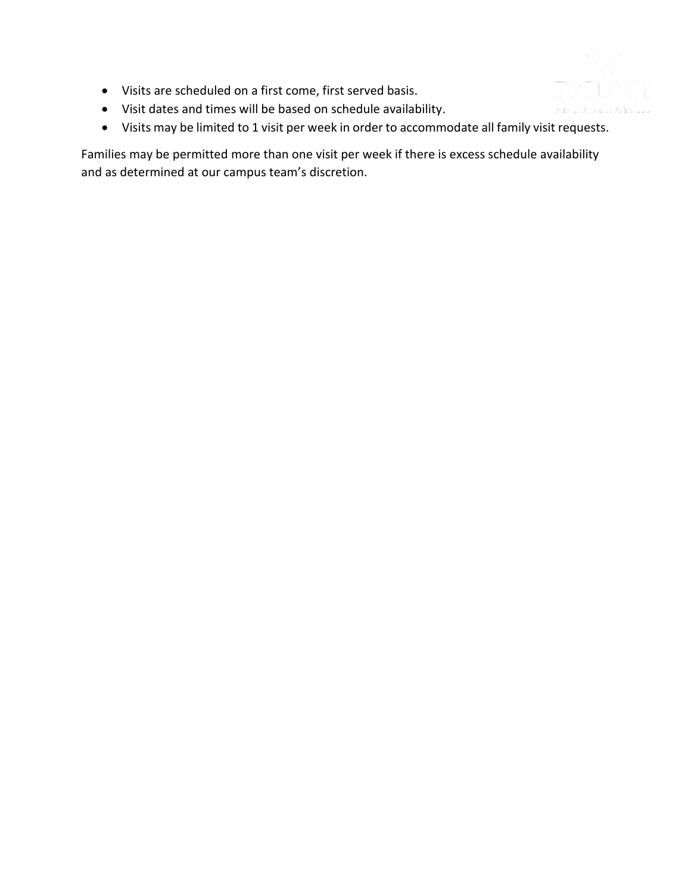- Visits are scheduled on a first come, first served basis.
- Visit dates and times will be based on schedule availability.
- Visits may be limited to 1 visit per week in order to accommodate all family visit requests.

Families may be permitted more than one visit per week if there is excess schedule availability and as determined at our campus team's discretion.